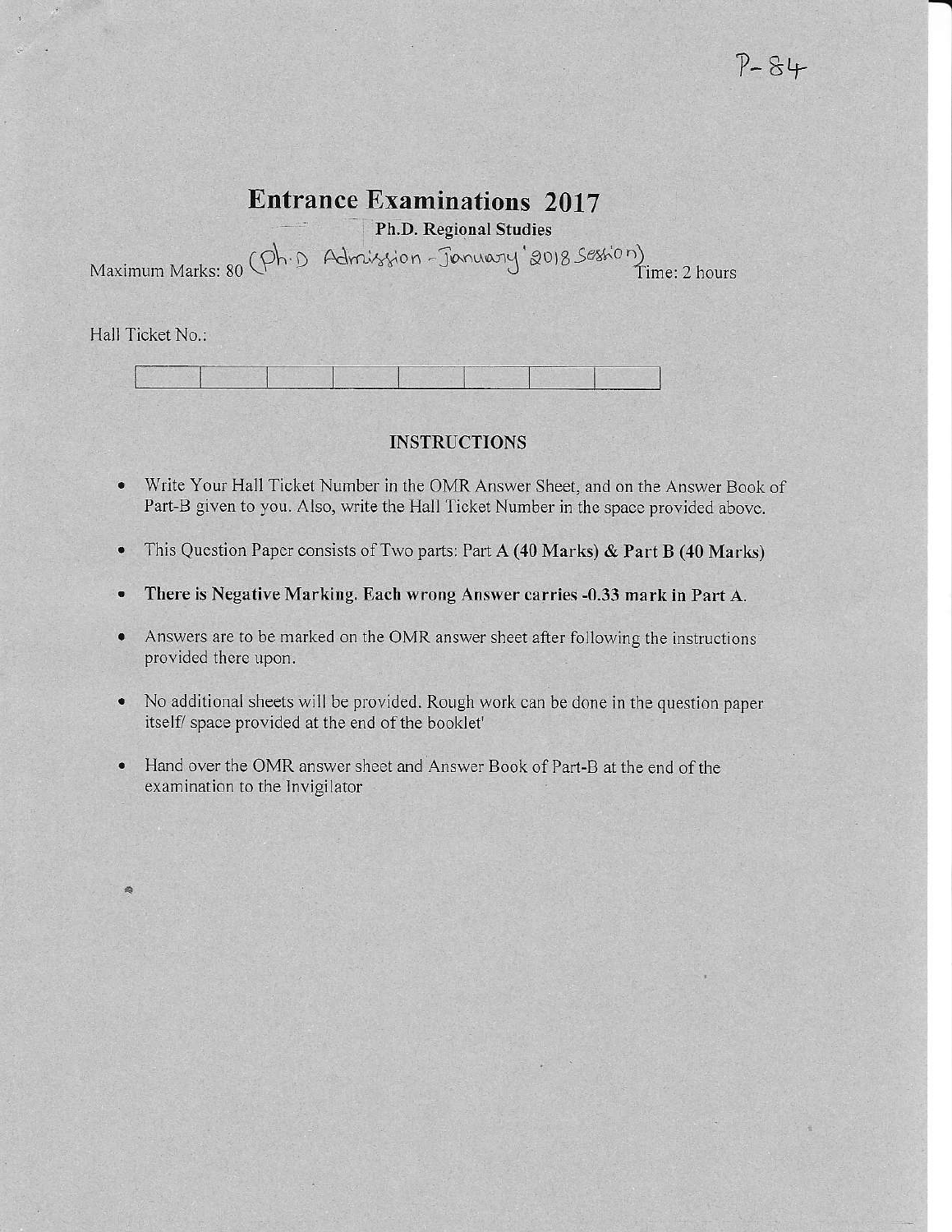P-84

# Entrance Examinations 2017

**Ph.D. Regional Studies**

(Ph.D Admission - January' 2018 Session)

Maximum Marks: 80 Time: 2 hours

Hall Ticket No.:

| | | | | | | | |
|---|---|---|---|---|---|---|---|
| | | | | | | | |

## INSTRUCTIONS

- Write Your Hall Ticket Number in the OMR Answer Sheet, and on the Answer Book of Part-B given to you. Also, write the Hall Ticket Number in the space provided above.
- This Question Paper consists of Two parts: Part **A (40 Marks) & Part B (40 Marks)**
- **There is Negative Marking. Each wrong Answer carries -0.33 mark in Part A**.
- Answers are to be marked on the OMR answer sheet after following the instructions provided there upon.
- No additional sheets will be provided. Rough work can be done in the question paper itself/ space provided at the end of the booklet'
- Hand over the OMR answer sheet and Answer Book of Part-B at the end of the examination to the Invigilator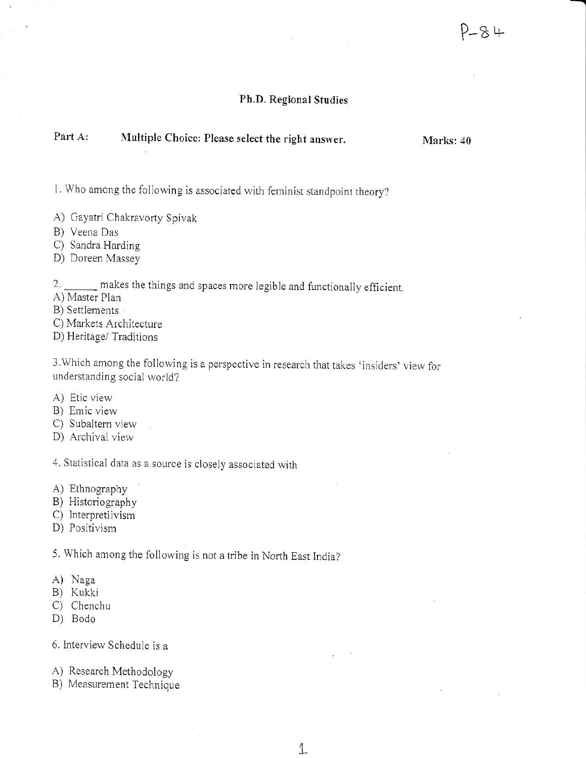P-84

## Ph.D. Regional Studies

**Part A:** **Multiple Choice: Please select the right answer.** **Marks: 40**

1. Who among the following is associated with feminist standpoint theory?

A) Gayatri Chakravorty Spivak
B) Veena Das
C) Sandra Harding
D) Doreen Massey

2. ______ makes the things and spaces more legible and functionally efficient.
A) Master Plan
B) Settlements
C) Markets Architecture
D) Heritage/ Traditions

3. Which among the following is a perspective in research that takes 'insiders' view for understanding social world?

A) Etic view
B) Emic view
C) Subaltern view
D) Archival view

4. Statistical data as a source is closely associated with

A) Ethnography
B) Historiography
C) Interpretiivism
D) Positivism

5. Which among the following is not a tribe in North East India?

A) Naga
B) Kukki
C) Chenchu
D) Bodo

6. Interview Schedule is a

A) Research Methodology
B) Measurement Technique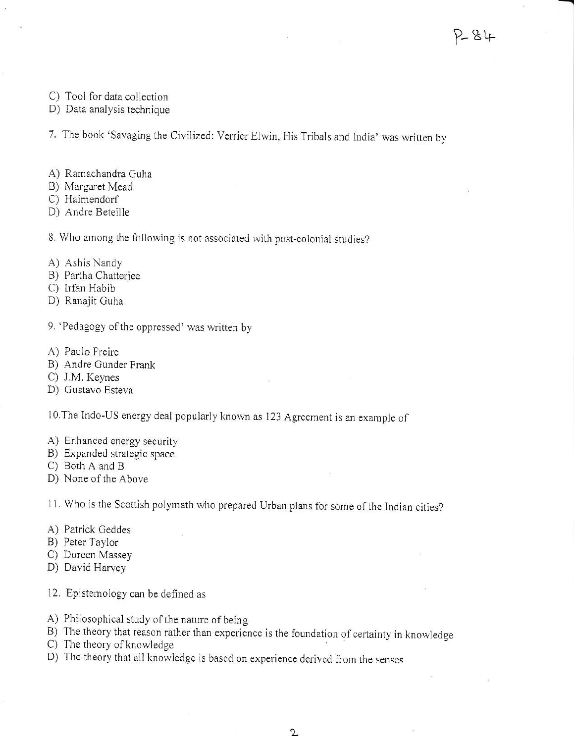C) Tool for data collection
D) Data analysis technique

7. The book 'Savaging the Civilized: Verrier Elwin, His Tribals and India' was written by

A) Ramachandra Guha
B) Margaret Mead
C) Haimendorf
D) Andre Beteille

8. Who among the following is not associated with post-colonial studies?

A) Ashis Nandy
B) Partha Chatterjee
C) Irfan Habib
D) Ranajit Guha

9. 'Pedagogy of the oppressed' was written by

A) Paulo Freire
B) Andre Gunder Frank
C) J.M. Keynes
D) Gustavo Esteva

10. The Indo-US energy deal popularly known as 123 Agreement is an example of

A) Enhanced energy security
B) Expanded strategic space
C) Both A and B
D) None of the Above

11. Who is the Scottish polymath who prepared Urban plans for some of the Indian cities?

A) Patrick Geddes
B) Peter Taylor
C) Doreen Massey
D) David Harvey

12. Epistemology can be defined as

A) Philosophical study of the nature of being
B) The theory that reason rather than experience is the foundation of certainty in knowledge
C) The theory of knowledge
D) The theory that all knowledge is based on experience derived from the senses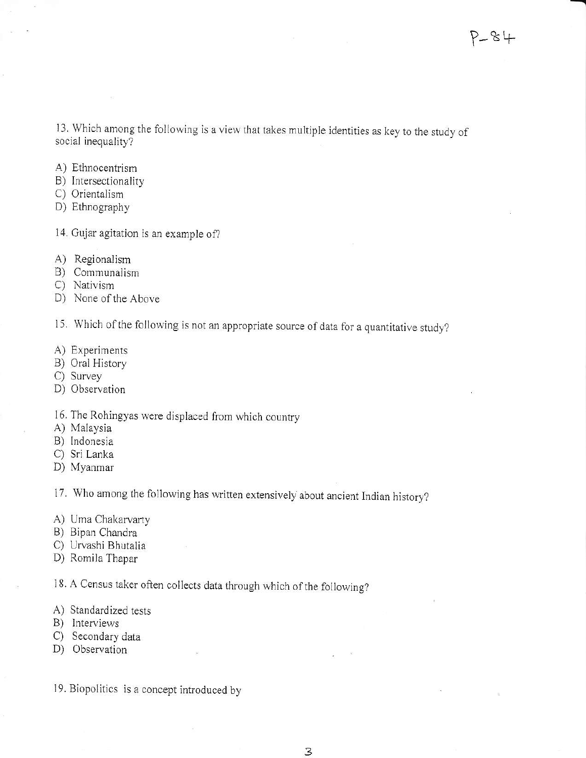13. Which among the following is a view that takes multiple identities as key to the study of social inequality?

A) Ethnocentrism
B) Intersectionality
C) Orientalism
D) Ethnography

14. Gujar agitation is an example of?

A) Regionalism
B) Communalism
C) Nativism
D) None of the Above

15. Which of the following is not an appropriate source of data for a quantitative study?

A) Experiments
B) Oral History
C) Survey
D) Observation

16. The Rohingyas were displaced from which country
A) Malaysia
B) Indonesia
C) Sri Lanka
D) Myanmar

17. Who among the following has written extensively about ancient Indian history?

A) Uma Chakarvarty
B) Bipan Chandra
C) Urvashi Bhutalia
D) Romila Thapar

18. A Census taker often collects data through which of the following?

A) Standardized tests
B) Interviews
C) Secondary data
D) Observation

19. Biopolitics is a concept introduced by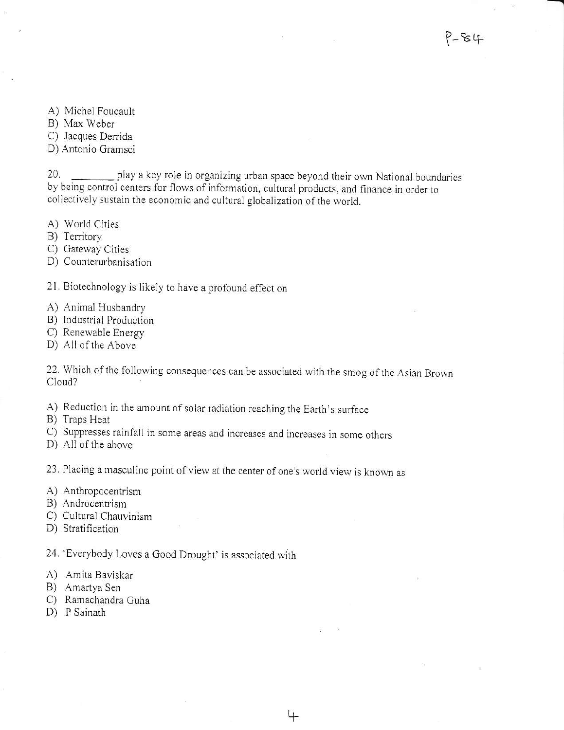A) Michel Foucault
B) Max Weber
C) Jacques Derrida
D) Antonio Gramsci

20. ________ play a key role in organizing urban space beyond their own National boundaries by being control centers for flows of information, cultural products, and finance in order to collectively sustain the economic and cultural globalization of the world.

A) World Cities
B) Territory
C) Gateway Cities
D) Counterurbanisation

21. Biotechnology is likely to have a profound effect on

A) Animal Husbandry
B) Industrial Production
C) Renewable Energy
D) All of the Above

22. Which of the following consequences can be associated with the smog of the Asian Brown Cloud?

A) Reduction in the amount of solar radiation reaching the Earth's surface
B) Traps Heat
C) Suppresses rainfall in some areas and increases and increases in some others
D) All of the above

23. Placing a masculine point of view at the center of one's world view is known as

A) Anthropocentrism
B) Androcentrism
C) Cultural Chauvinism
D) Stratification

24. 'Everybody Loves a Good Drought' is associated with

A) Amita Baviskar
B) Amartya Sen
C) Ramachandra Guha
D) P Sainath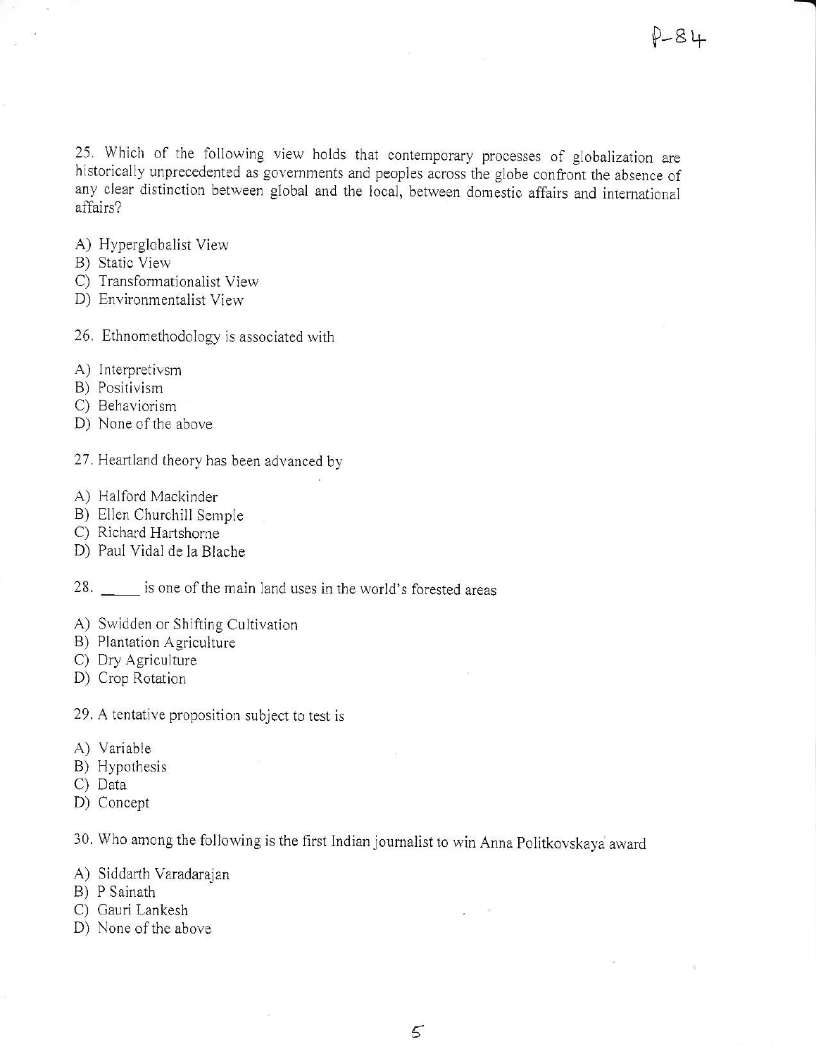25. Which of the following view holds that contemporary processes of globalization are historically unprecedented as governments and peoples across the globe confront the absence of any clear distinction between global and the local, between domestic affairs and international affairs?

A) Hyperglobalist View
B) Static View
C) Transformationalist View
D) Environmentalist View

26. Ethnomethodology is associated with

A) Interpretivsm
B) Positivism
C) Behaviorism
D) None of the above

27. Heartland theory has been advanced by

A) Halford Mackinder
B) Ellen Churchill Semple
C) Richard Hartshorne
D) Paul Vidal de la Blache

28. _____ is one of the main land uses in the world's forested areas

A) Swidden or Shifting Cultivation
B) Plantation Agriculture
C) Dry Agriculture
D) Crop Rotation

29. A tentative proposition subject to test is

A) Variable
B) Hypothesis
C) Data
D) Concept

30. Who among the following is the first Indian journalist to win Anna Politkovskaya award

A) Siddarth Varadarajan
B) P Sainath
C) Gauri Lankesh
D) None of the above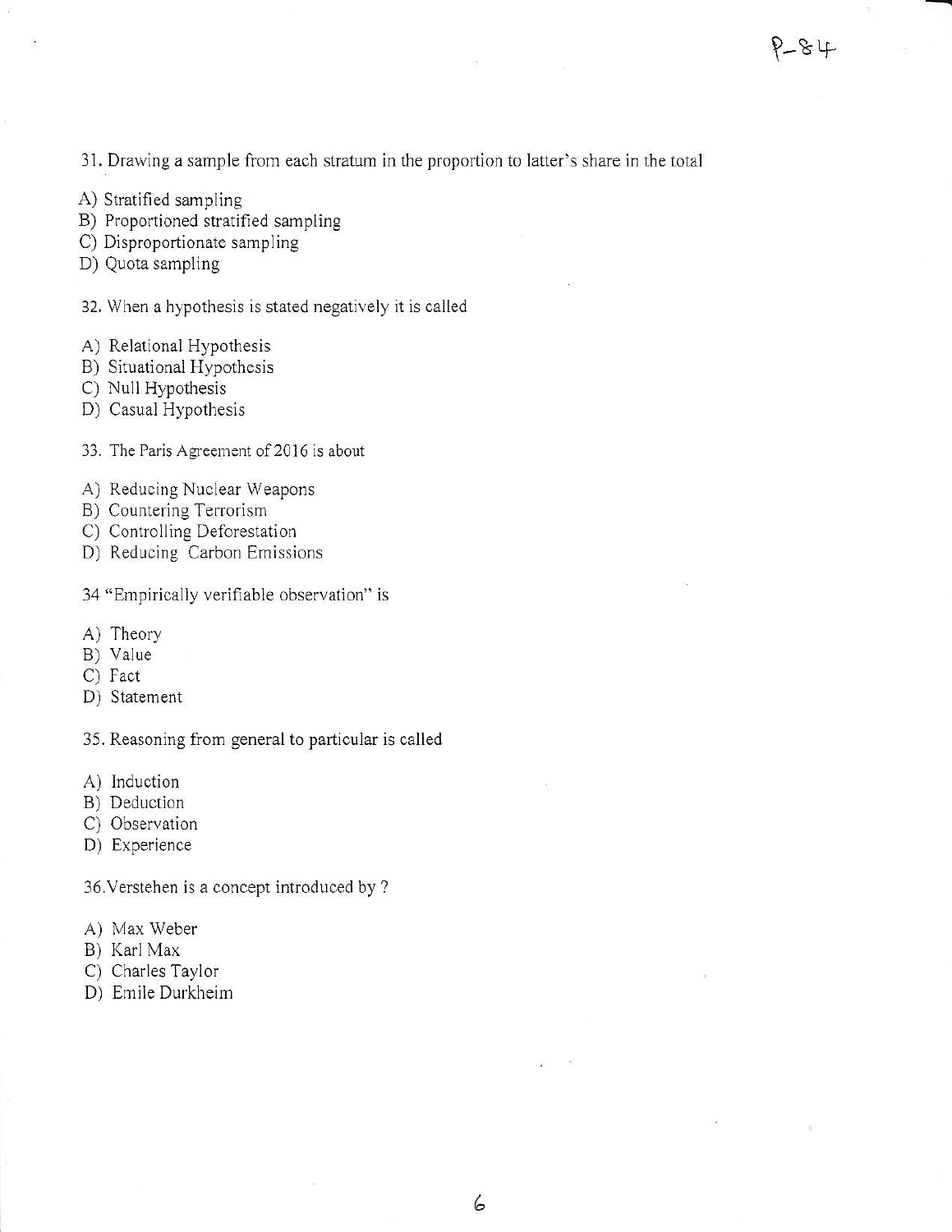P-84

31. Drawing a sample from each stratum in the proportion to latter's share in the total

A) Stratified sampling
B) Proportioned stratified sampling
C) Disproportionate sampling
D) Quota sampling

32. When a hypothesis is stated negatively it is called

A) Relational Hypothesis
B) Situational Hypothesis
C) Null Hypothesis
D) Casual Hypothesis

33. The Paris Agreement of 2016 is about

A) Reducing Nuclear Weapons
B) Countering Terrorism
C) Controlling Deforestation
D) Reducing Carbon Emissions

34 "Empirically verifiable observation" is

A) Theory
B) Value
C) Fact
D) Statement

35. Reasoning from general to particular is called

A) Induction
B) Deduction
C) Observation
D) Experience

36.Verstehen is a concept introduced by ?

A) Max Weber
B) Karl Max
C) Charles Taylor
D) Emile Durkheim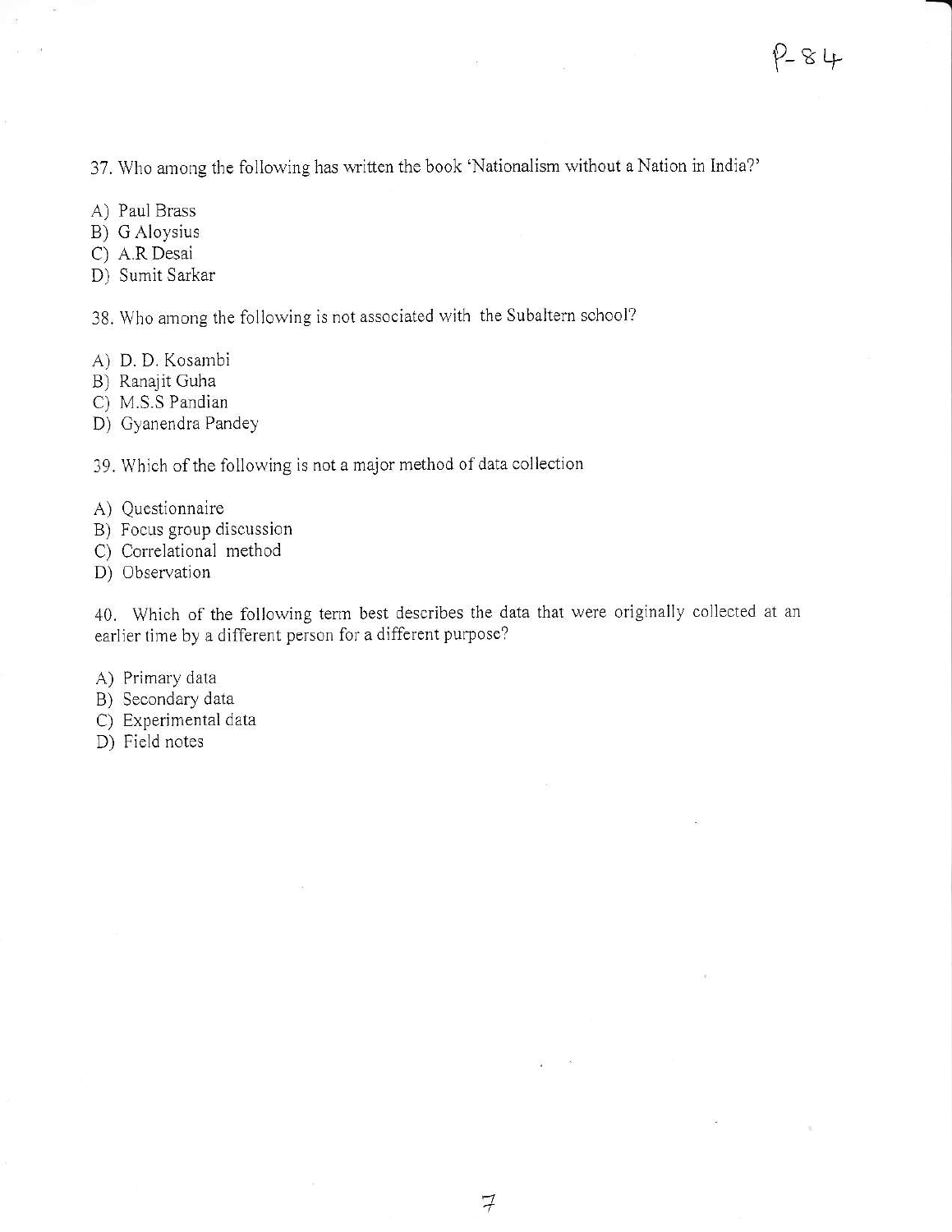37. Who among the following has written the book 'Nationalism without a Nation in India?'

A) Paul Brass
B) G Aloysius
C) A.R Desai
D) Sumit Sarkar

38. Who among the following is not associated with the Subaltern school?

A) D. D. Kosambi
B) Ranajit Guha
C) M.S.S Pandian
D) Gyanendra Pandey

39. Which of the following is not a major method of data collection

A) Questionnaire
B) Focus group discussion
C) Correlational method
D) Observation

40. Which of the following term best describes the data that were originally collected at an earlier time by a different person for a different purpose?

A) Primary data
B) Secondary data
C) Experimental data
D) Field notes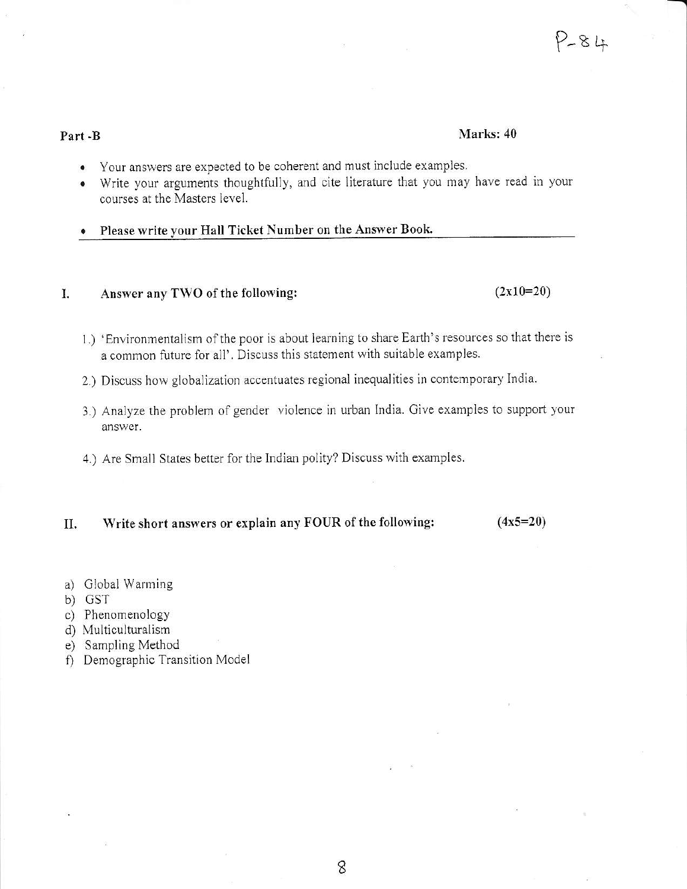P-84

**Part -B** **Marks: 40**

- Your answers are expected to be coherent and must include examples.
- Write your arguments thoughtfully, and cite literature that you may have read in your courses at the Masters level.
- **Please write your Hall Ticket Number on the Answer Book.**

**I. Answer any TWO of the following: (2x10=20)**

1.) 'Environmentalism of the poor is about learning to share Earth's resources so that there is a common future for all'. Discuss this statement with suitable examples.

2.) Discuss how globalization accentuates regional inequalities in contemporary India.

3.) Analyze the problem of gender violence in urban India. Give examples to support your answer.

4.) Are Small States better for the Indian polity? Discuss with examples.

**II. Write short answers or explain any FOUR of the following: (4x5=20)**

a) Global Warming
b) GST
c) Phenomenology
d) Multiculturalism
e) Sampling Method
f) Demographic Transition Model